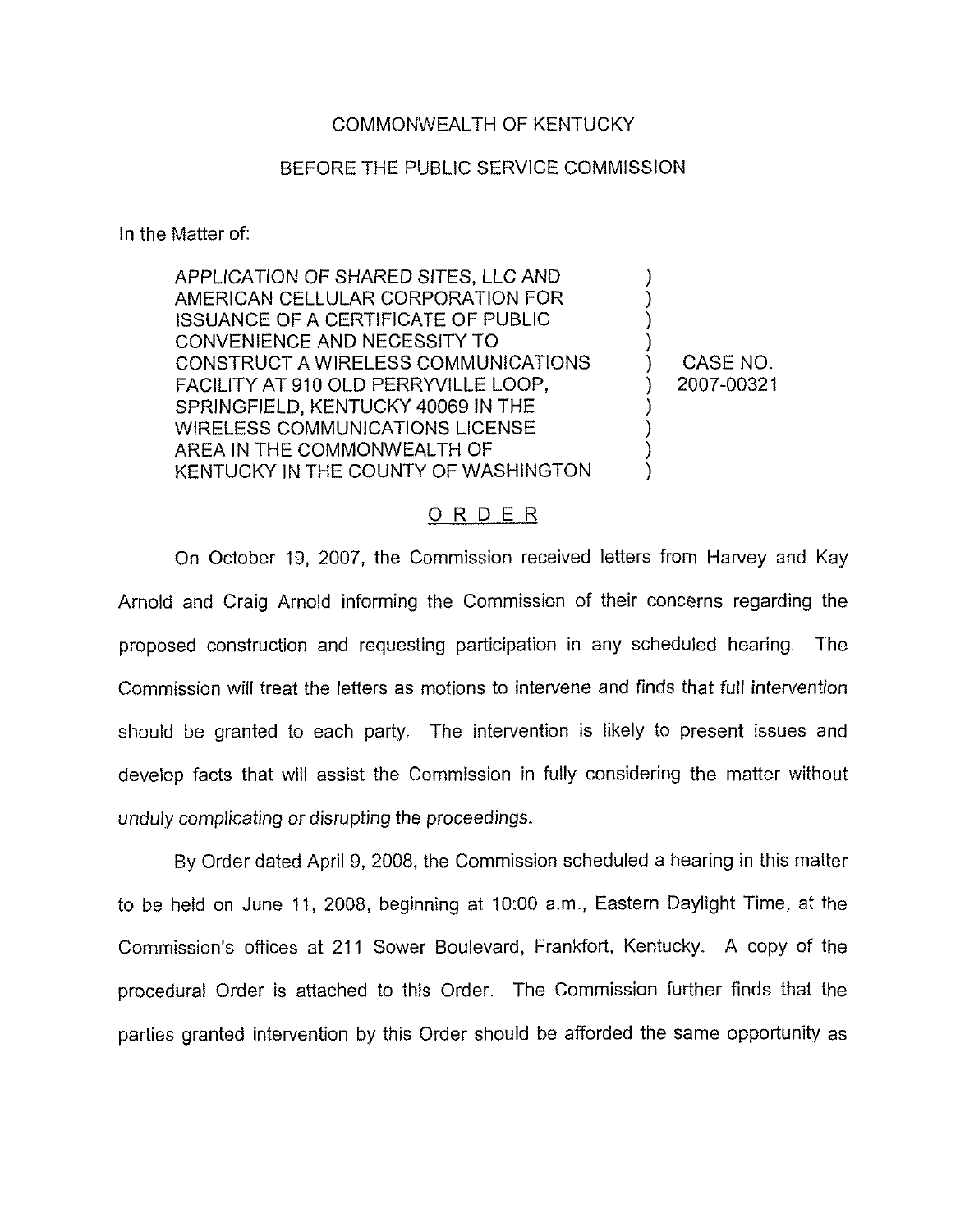COMMONWEALTH OF KENTUCKY

BEFORE THE PUBLIC SERVICE COMMISSION

In the Matter of:

| | | |
|---|---|---|
| APPLICATION OF SHARED SITES, LLC AND AMERICAN CELLULAR CORPORATION FOR ISSUANCE OF A CERTIFICATE OF PUBLIC CONVENIENCE AND NECESSITY TO CONSTRUCT A WIRELESS COMMUNICATIONS FACILITY AT 910 OLD PERRYVILLE LOOP, SPRINGFIELD, KENTUCKY 40069 IN THE WIRELESS COMMUNICATIONS LICENSE AREA IN THE COMMONWEALTH OF KENTUCKY IN THE COUNTY OF WASHINGTON | ) | CASE NO. 2007-00321 |

## ORDER

On October 19, 2007, the Commission received letters from Harvey and Kay Arnold and Craig Arnold informing the Commission of their concerns regarding the proposed construction and requesting participation in any scheduled hearing. The Commission will treat the letters as motions to intervene and finds that full intervention should be granted to each party. The intervention is likely to present issues and develop facts that will assist the Commission in fully considering the matter without unduly complicating or disrupting the proceedings.

By Order dated April 9, 2008, the Commission scheduled a hearing in this matter to be held on June 11, 2008, beginning at 10:00 a.m., Eastern Daylight Time, at the Commission's offices at 211 Sower Boulevard, Frankfort, Kentucky. A copy of the procedural Order is attached to this Order. The Commission further finds that the parties granted intervention by this Order should be afforded the same opportunity as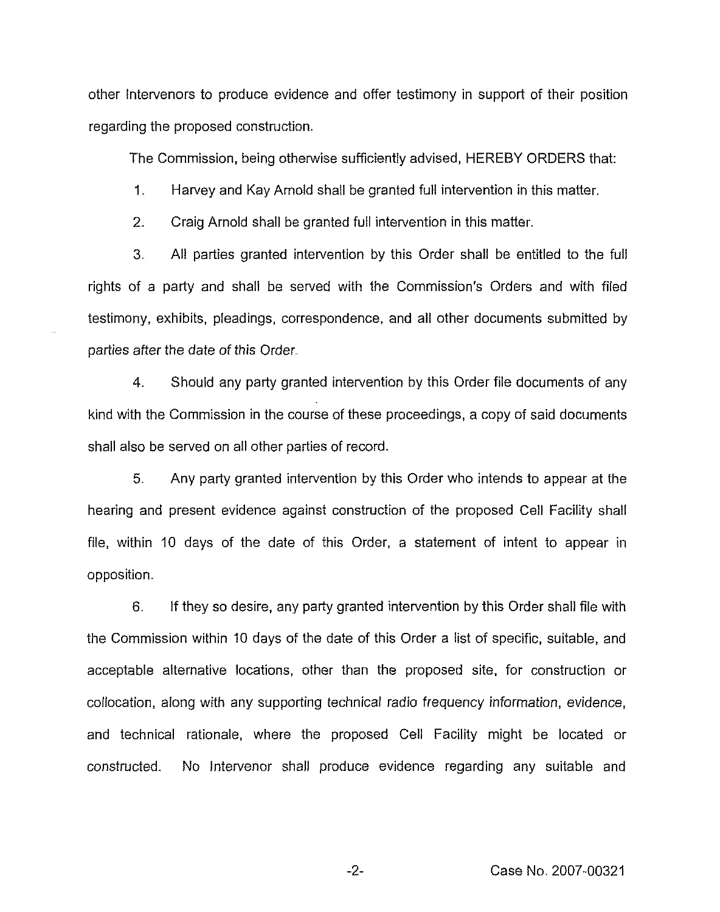other Intervenors to produce evidence and offer testimony in support of their position regarding the proposed construction.

The Commission, being otherwise sufficiently advised, HEREBY ORDERS that:

1. Harvey and Kay Arnold shall be granted full intervention in this matter.

2. Craig Arnold shall be granted full intervention in this matter.

3. All parties granted intervention by this Order shall be entitled to the full rights of a party and shall be served with the Commission's Orders and with filed testimony, exhibits, pleadings, correspondence, and all other documents submitted by parties after the date of this Order.

4. Should any party granted intervention by this Order file documents of any kind with the Commission in the course of these proceedings, a copy of said documents shall also be served on all other parties of record.

5. Any party granted intervention by this Order who intends to appear at the hearing and present evidence against construction of the proposed Cell Facility shall file, within 10 days of the date of this Order, a statement of intent to appear in opposition.

6. If they so desire, any party granted intervention by this Order shall file with the Commission within 10 days of the date of this Order a list of specific, suitable, and acceptable alternative locations, other than the proposed site, for construction or collocation, along with any supporting technical radio frequency information, evidence, and technical rationale, where the proposed Cell Facility might be located or constructed. No Intervenor shall produce evidence regarding any suitable and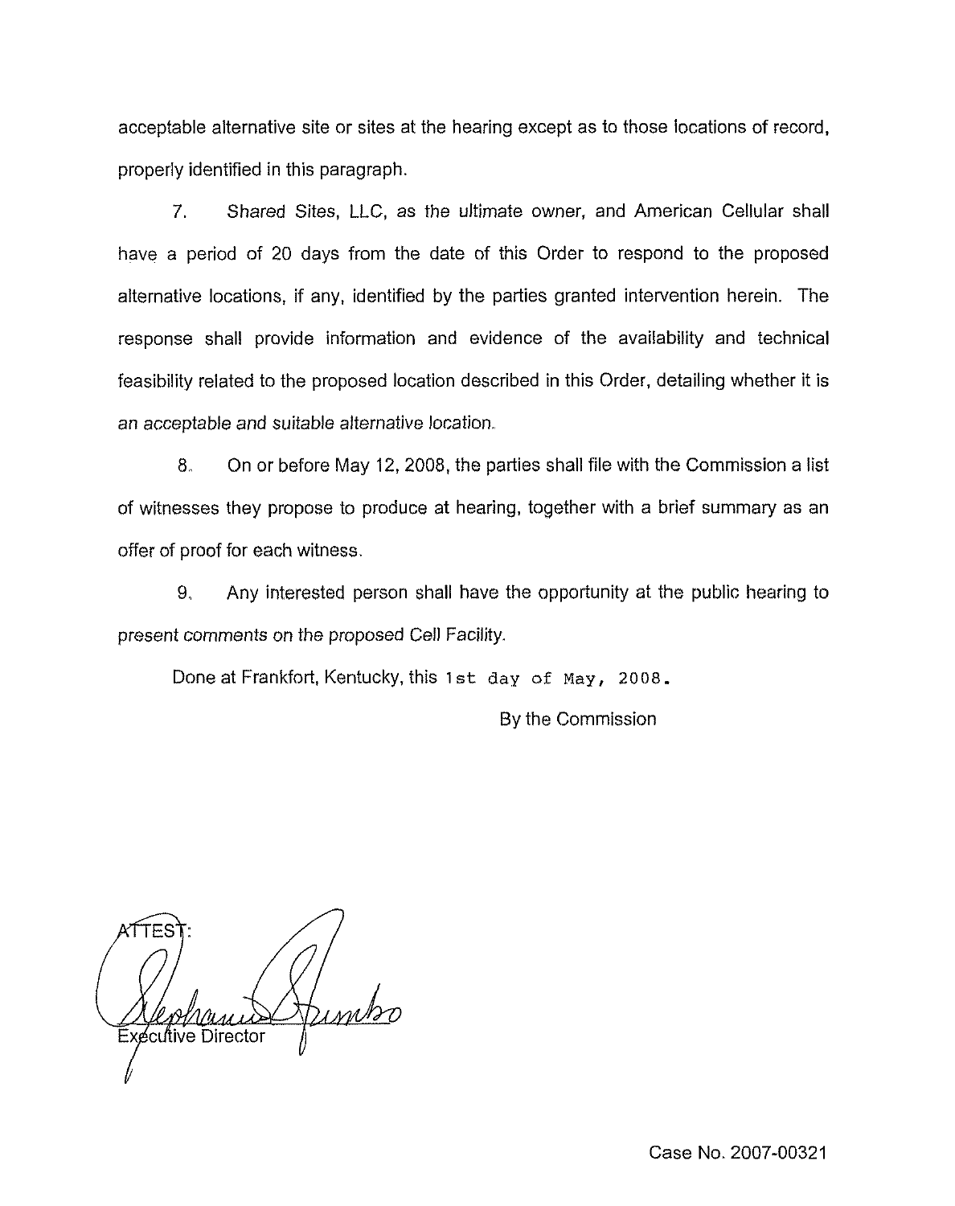acceptable alternative site or sites at the hearing except as to those locations of record, properly identified in this paragraph.

7. Shared Sites, LLC, as the ultimate owner, and American Cellular shall have a period of 20 days from the date of this Order to respond to the proposed alternative locations, if any, identified by the parties granted intervention herein. The response shall provide information and evidence of the availability and technical feasibility related to the proposed location described in this Order, detailing whether it is an acceptable and suitable alternative location.

8. On or before May 12, 2008, the parties shall file with the Commission a list of witnesses they propose to produce at hearing, together with a brief summary as an offer of proof for each witness.

9. Any interested person shall have the opportunity at the public hearing to present comments on the proposed Cell Facility.

Done at Frankfort, Kentucky, this 1st day of May, 2008.

By the Commission

ATTEST:

Executive Director

Case No. 2007-00321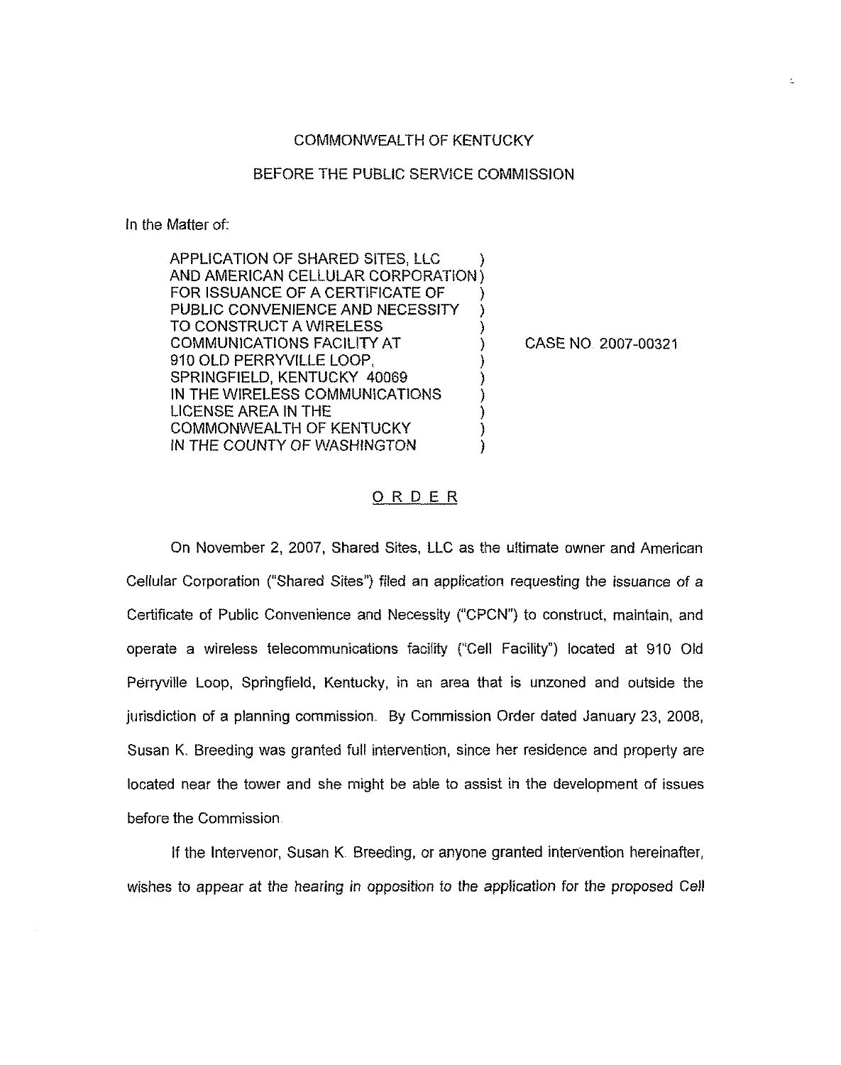COMMONWEALTH OF KENTUCKY

BEFORE THE PUBLIC SERVICE COMMISSION

In the Matter of:

| | | |
|---|---|---|
| APPLICATION OF SHARED SITES, LLC AND AMERICAN CELLULAR CORPORATION FOR ISSUANCE OF A CERTIFICATE OF PUBLIC CONVENIENCE AND NECESSITY TO CONSTRUCT A WIRELESS COMMUNICATIONS FACILITY AT 910 OLD PERRYVILLE LOOP, SPRINGFIELD, KENTUCKY 40069 IN THE WIRELESS COMMUNICATIONS LICENSE AREA IN THE COMMONWEALTH OF KENTUCKY IN THE COUNTY OF WASHINGTON | ) | CASE NO. 2007-00321 |

## ORDER

On November 2, 2007, Shared Sites, LLC as the ultimate owner and American Cellular Corporation ("Shared Sites") filed an application requesting the issuance of a Certificate of Public Convenience and Necessity ("CPCN") to construct, maintain, and operate a wireless telecommunications facility ("Cell Facility") located at 910 Old Perryville Loop, Springfield, Kentucky, in an area that is unzoned and outside the jurisdiction of a planning commission. By Commission Order dated January 23, 2008, Susan K. Breeding was granted full intervention, since her residence and property are located near the tower and she might be able to assist in the development of issues before the Commission.

If the Intervenor, Susan K. Breeding, or anyone granted intervention hereinafter, wishes to appear at the hearing in opposition to the application for the proposed Cell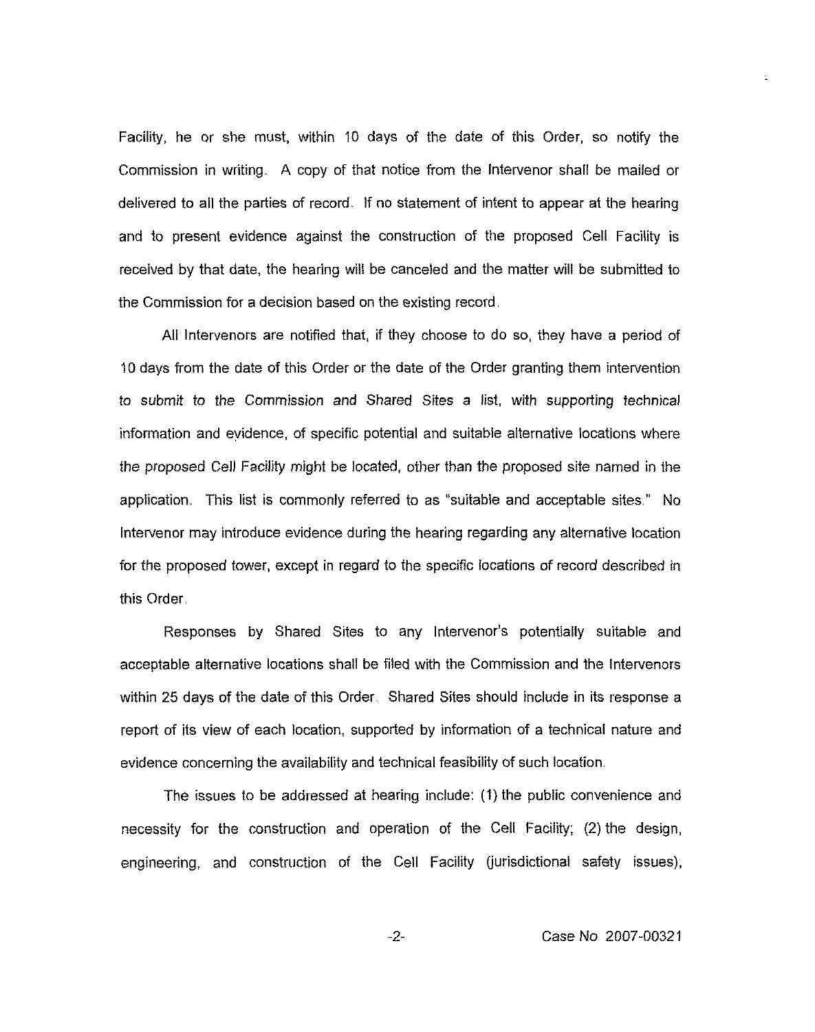Facility, he or she must, within 10 days of the date of this Order, so notify the Commission in writing. A copy of that notice from the Intervenor shall be mailed or delivered to all the parties of record. If no statement of intent to appear at the hearing and to present evidence against the construction of the proposed Cell Facility is received by that date, the hearing will be canceled and the matter will be submitted to the Commission for a decision based on the existing record.

All Intervenors are notified that, if they choose to do so, they have a period of 10 days from the date of this Order or the date of the Order granting them intervention to submit to the Commission and Shared Sites a list, with supporting technical information and evidence, of specific potential and suitable alternative locations where the proposed Cell Facility might be located, other than the proposed site named in the application. This list is commonly referred to as "suitable and acceptable sites." No Intervenor may introduce evidence during the hearing regarding any alternative location for the proposed tower, except in regard to the specific locations of record described in this Order.

Responses by Shared Sites to any Intervenor's potentially suitable and acceptable alternative locations shall be filed with the Commission and the Intervenors within 25 days of the date of this Order. Shared Sites should include in its response a report of its view of each location, supported by information of a technical nature and evidence concerning the availability and technical feasibility of such location.

The issues to be addressed at hearing include: (1) the public convenience and necessity for the construction and operation of the Cell Facility; (2) the design, engineering, and construction of the Cell Facility (jurisdictional safety issues),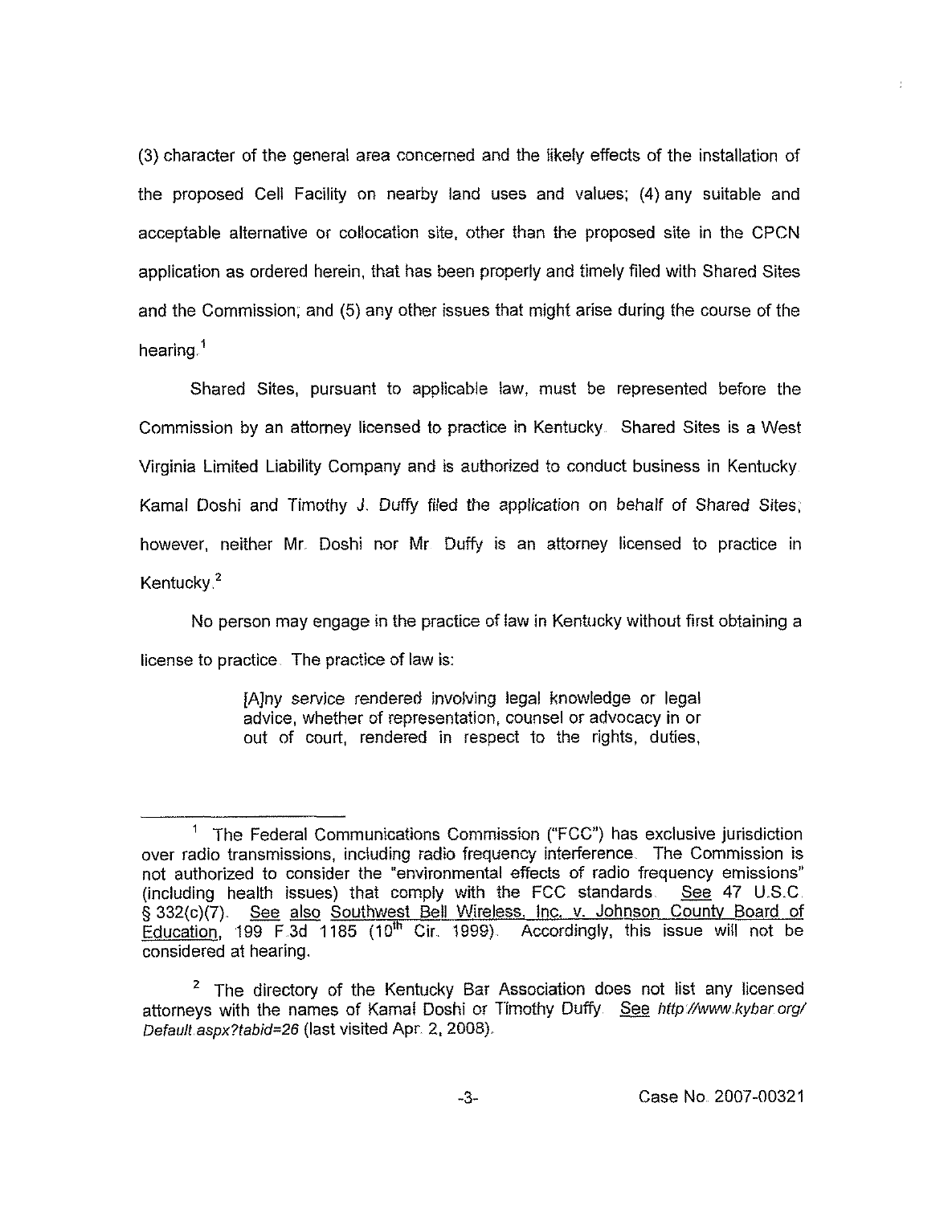(3) character of the general area concerned and the likely effects of the installation of the proposed Cell Facility on nearby land uses and values; (4) any suitable and acceptable alternative or collocation site, other than the proposed site in the CPCN application as ordered herein, that has been properly and timely filed with Shared Sites and the Commission; and (5) any other issues that might arise during the course of the hearing.[1]

Shared Sites, pursuant to applicable law, must be represented before the Commission by an attorney licensed to practice in Kentucky. Shared Sites is a West Virginia Limited Liability Company and is authorized to conduct business in Kentucky. Kamal Doshi and Timothy J. Duffy filed the application on behalf of Shared Sites; however, neither Mr. Doshi nor Mr. Duffy is an attorney licensed to practice in Kentucky.[2]

No person may engage in the practice of law in Kentucky without first obtaining a license to practice. The practice of law is:

> [A]ny service rendered involving legal knowledge or legal advice, whether of representation, counsel or advocacy in or out of court, rendered in respect to the rights, duties,

---

[1] The Federal Communications Commission ("FCC") has exclusive jurisdiction over radio transmissions, including radio frequency interference. The Commission is not authorized to consider the "environmental effects of radio frequency emissions" (including health issues) that comply with the FCC standards. See 47 U.S.C. § 332(c)(7). See also Southwest Bell Wireless, Inc. v. Johnson County Board of Education, 199 F.3d 1185 (10th Cir. 1999). Accordingly, this issue will not be considered at hearing.

[2] The directory of the Kentucky Bar Association does not list any licensed attorneys with the names of Kamal Doshi or Timothy Duffy. See *http://www.kybar.org/Default.aspx?tabid=26* (last visited Apr. 2, 2008).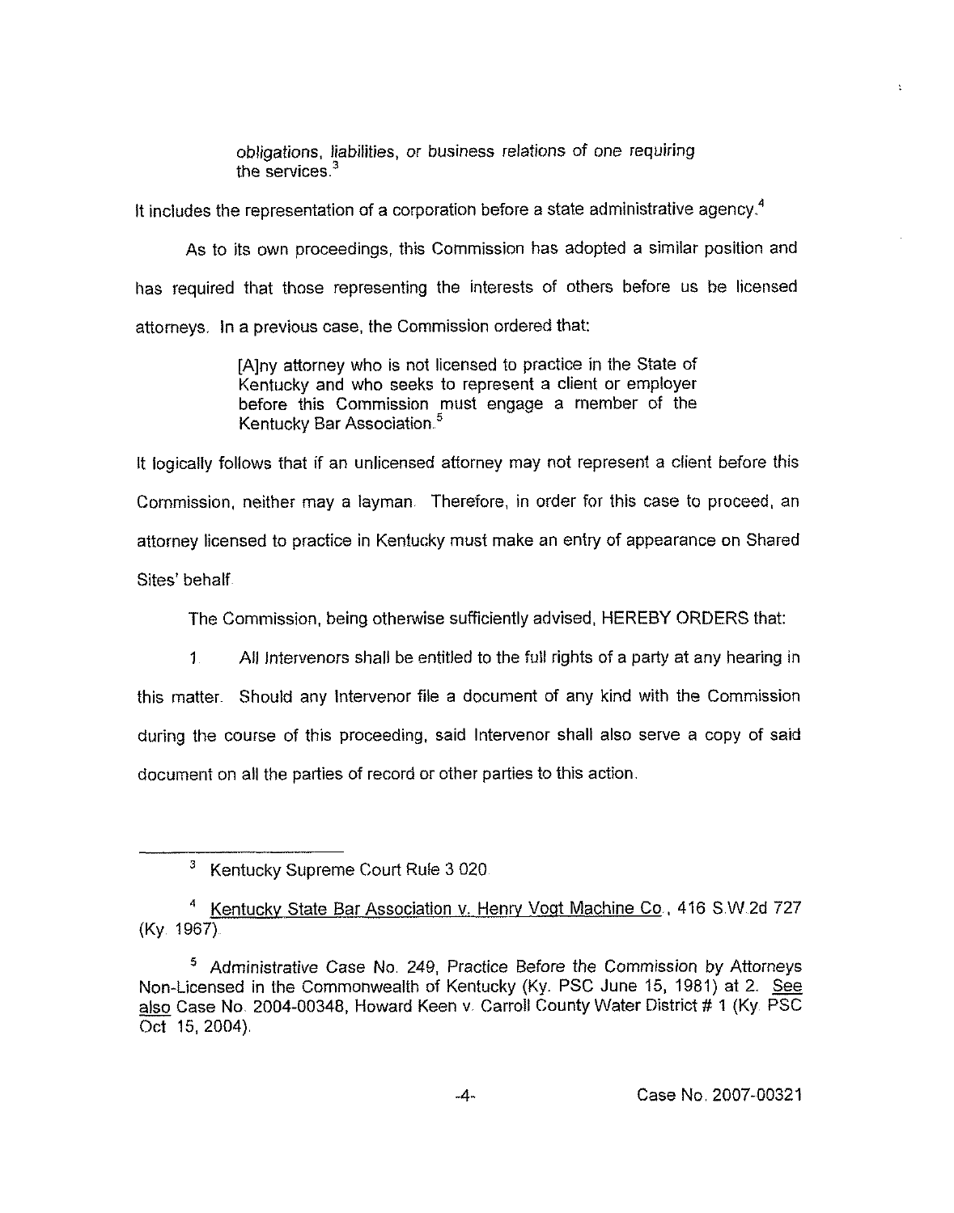> *obligations, liabilities, or business relations of one requiring the services.*[3]

It includes the representation of a corporation before a state administrative agency.[4]

As to its own proceedings, this Commission has adopted a similar position and has required that those representing the interests of others before us be licensed attorneys. In a previous case, the Commission ordered that:

> [A]ny attorney who is not licensed to practice in the State of Kentucky and who seeks to represent a client or employer before this Commission must engage a member of the Kentucky Bar Association.[5]

It logically follows that if an unlicensed attorney may not represent a client before this Commission, neither may a layman. Therefore, in order for this case to proceed, an attorney licensed to practice in Kentucky must make an entry of appearance on Shared Sites' behalf.

The Commission, being otherwise sufficiently advised, HEREBY ORDERS that:

1. All Intervenors shall be entitled to the full rights of a party at any hearing in this matter. Should any Intervenor file a document of any kind with the Commission during the course of this proceeding, said Intervenor shall also serve a copy of said document on all the parties of record or other parties to this action.

---

[3] Kentucky Supreme Court Rule 3.020.

[4] Kentucky State Bar Association v. Henry Vogt Machine Co., 416 S.W.2d 727 (Ky. 1967).

[5] *Administrative Case No. 249, Practice Before the Commission by Attorneys Non-Licensed in the Commonwealth of Kentucky* (Ky. PSC June 15, 1981) at 2. See also Case No. 2004-00348, Howard Keen v. Carroll County Water District # 1 (Ky. PSC Oct. 15, 2004).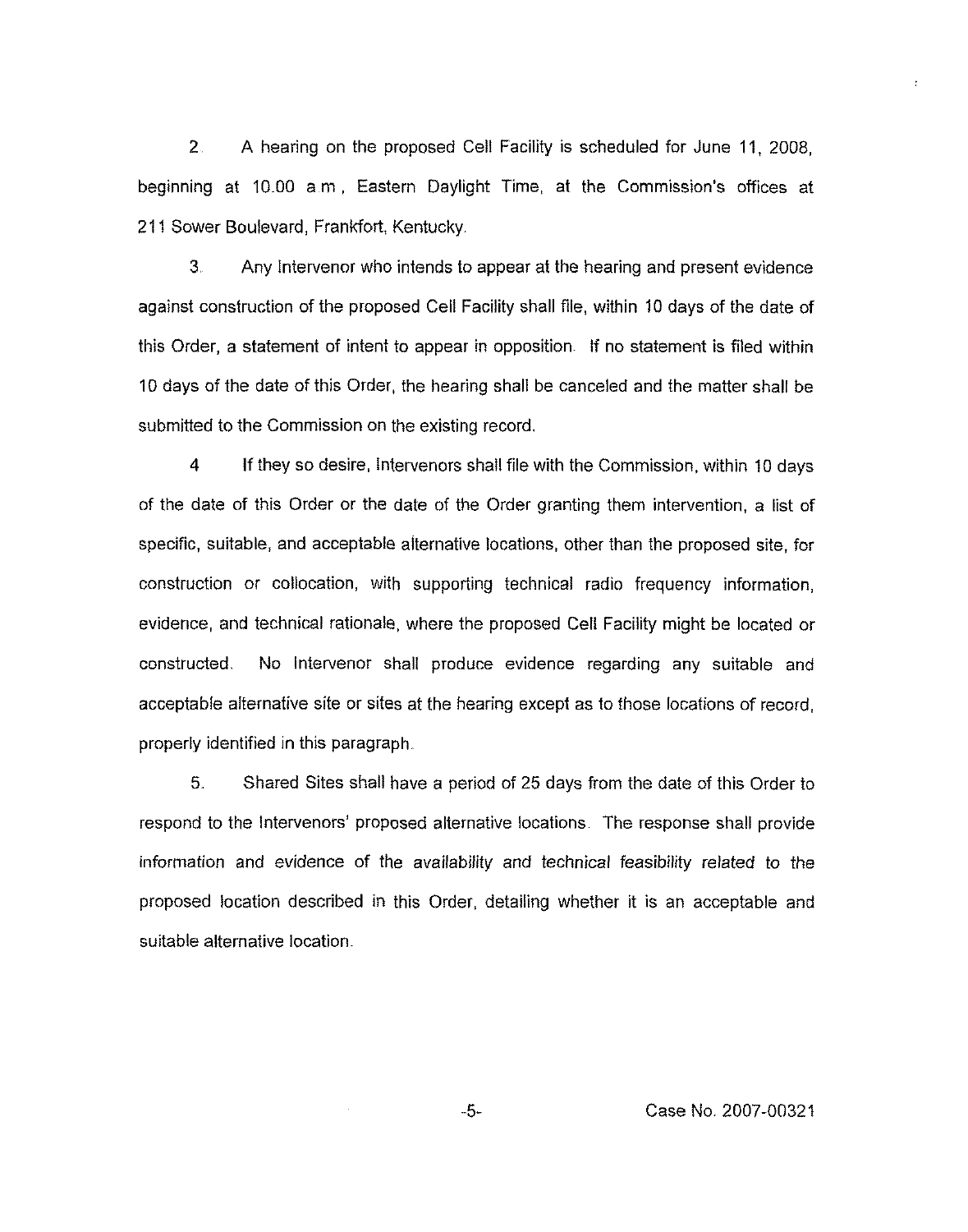2. A hearing on the proposed Cell Facility is scheduled for June 11, 2008, beginning at 10:00 a.m., Eastern Daylight Time, at the Commission's offices at 211 Sower Boulevard, Frankfort, Kentucky.

3. Any Intervenor who intends to appear at the hearing and present evidence against construction of the proposed Cell Facility shall file, within 10 days of the date of this Order, a statement of intent to appear in opposition. If no statement is filed within 10 days of the date of this Order, the hearing shall be canceled and the matter shall be submitted to the Commission on the existing record.

4. If they so desire, Intervenors shall file with the Commission, within 10 days of the date of this Order or the date of the Order granting them intervention, a list of specific, suitable, and acceptable alternative locations, other than the proposed site, for construction or collocation, with supporting technical radio frequency information, evidence, and technical rationale, where the proposed Cell Facility might be located or constructed. No Intervenor shall produce evidence regarding any suitable and acceptable alternative site or sites at the hearing except as to those locations of record, properly identified in this paragraph.

5. Shared Sites shall have a period of 25 days from the date of this Order to respond to the Intervenors' proposed alternative locations. The response shall provide information and evidence of the availability and technical feasibility related to the proposed location described in this Order, detailing whether it is an acceptable and suitable alternative location.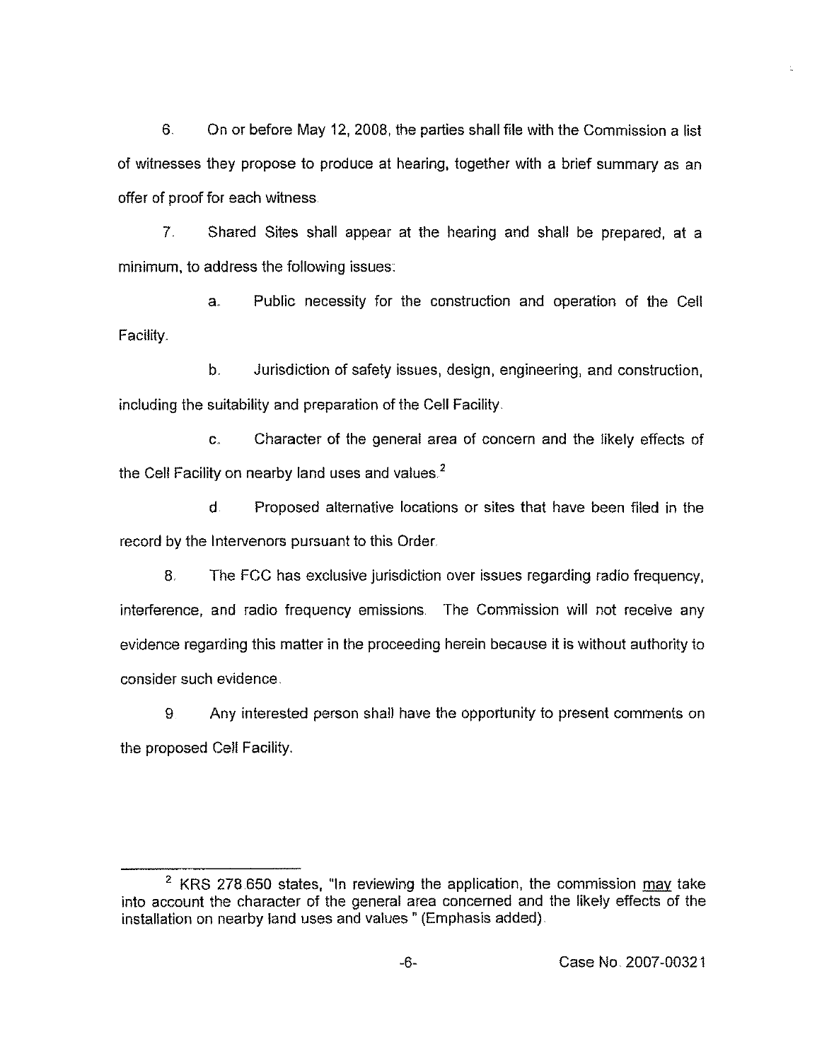6. On or before May 12, 2008, the parties shall file with the Commission a list of witnesses they propose to produce at hearing, together with a brief summary as an offer of proof for each witness.

7. Shared Sites shall appear at the hearing and shall be prepared, at a minimum, to address the following issues:

a. Public necessity for the construction and operation of the Cell Facility.

b. Jurisdiction of safety issues, design, engineering, and construction, including the suitability and preparation of the Cell Facility.

c. Character of the general area of concern and the likely effects of the Cell Facility on nearby land uses and values.[2]

d. Proposed alternative locations or sites that have been filed in the record by the Intervenors pursuant to this Order.

8. The FCC has exclusive jurisdiction over issues regarding radio frequency, interference, and radio frequency emissions. The Commission will not receive any evidence regarding this matter in the proceeding herein because it is without authority to consider such evidence.

9. Any interested person shall have the opportunity to present comments on the proposed Cell Facility.

---

[2] KRS 278.650 states, "In reviewing the application, the commission <u>may</u> take into account the character of the general area concerned and the likely effects of the installation on nearby land uses and values." (Emphasis added).

Case No. 2007-00321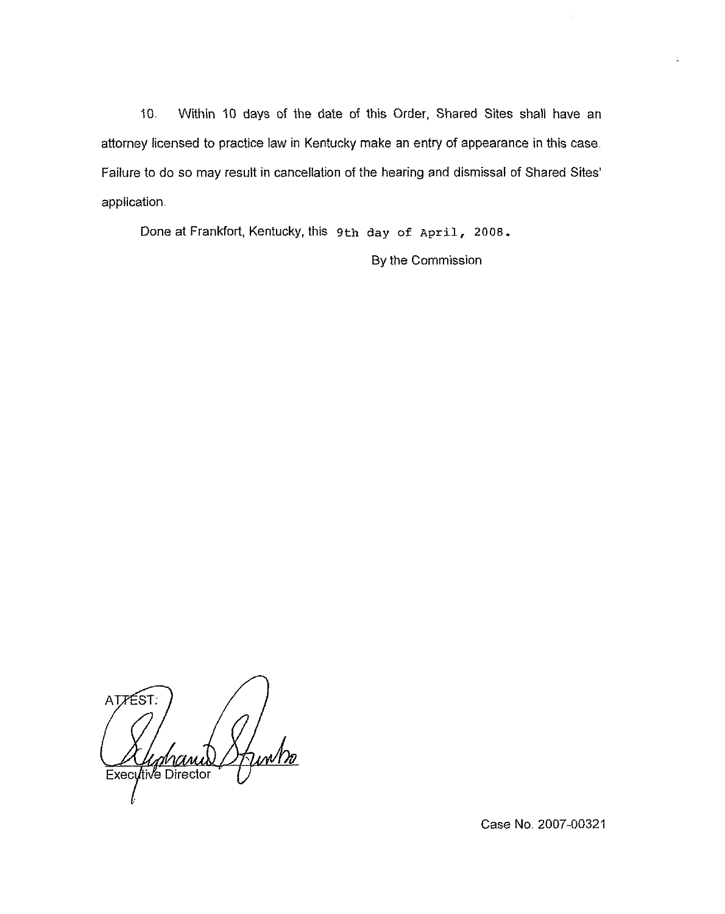10. Within 10 days of the date of this Order, Shared Sites shall have an attorney licensed to practice law in Kentucky make an entry of appearance in this case. Failure to do so may result in cancellation of the hearing and dismissal of Shared Sites' application.

Done at Frankfort, Kentucky, this 9th day of April, 2008.

By the Commission

ATTEST:

Executive Director

Case No. 2007-00321